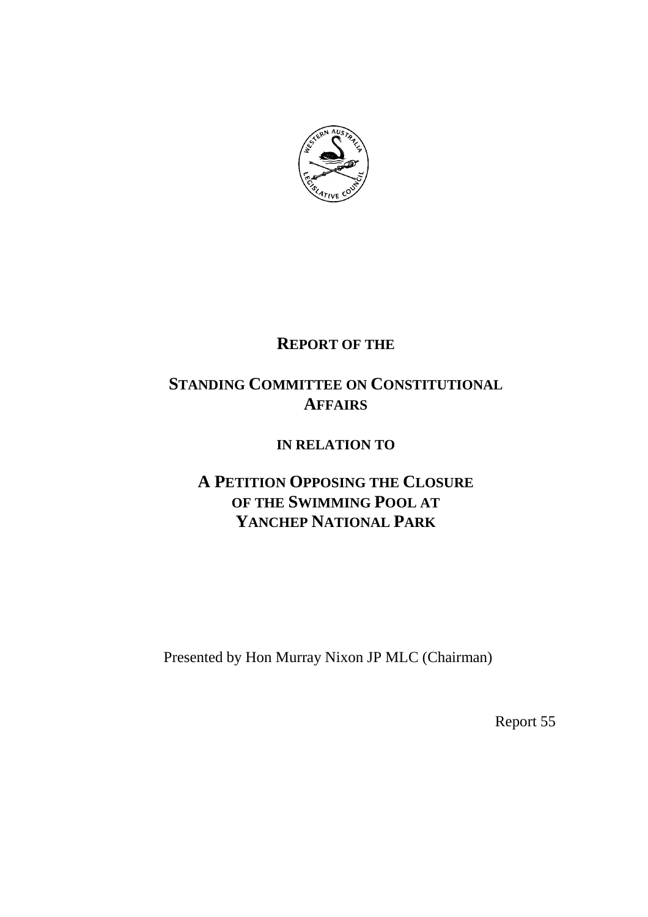# REPORT OF THE

# STANDING COMMITTEE ON CONSTITUTIONAL AFFAIRS

## IN RELATION TO

# A PETITION OPPOSING THE CLOSURE OF THE SWIMMING POOL AT YANCHEP NATIONAL PARK

Presented by Hon Murray Nixon JP MLC (Chairman)

Report 55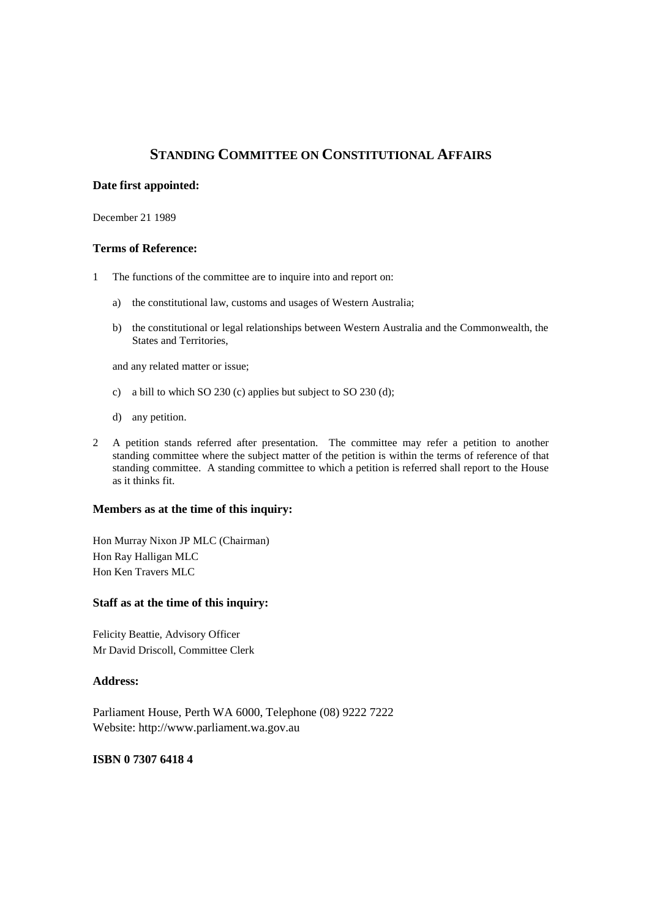# STANDING COMMITTEE ON CONSTITUTIONAL AFFAIRS

### Date first appointed:

December 21 1989

### Terms of Reference:

1 The functions of the committee are to inquire into and report on:

   a) the constitutional law, customs and usages of Western Australia;

   b) the constitutional or legal relationships between Western Australia and the Commonwealth, the States and Territories,

   and any related matter or issue;

   c) a bill to which SO 230 (c) applies but subject to SO 230 (d);

   d) any petition.

2 A petition stands referred after presentation. The committee may refer a petition to another standing committee where the subject matter of the petition is within the terms of reference of that standing committee. A standing committee to which a petition is referred shall report to the House as it thinks fit.

### Members as at the time of this inquiry:

Hon Murray Nixon JP MLC (Chairman)
Hon Ray Halligan MLC
Hon Ken Travers MLC

### Staff as at the time of this inquiry:

Felicity Beattie, Advisory Officer
Mr David Driscoll, Committee Clerk

### Address:

Parliament House, Perth WA 6000, Telephone (08) 9222 7222
Website: http://www.parliament.wa.gov.au

**ISBN 0 7307 6418 4**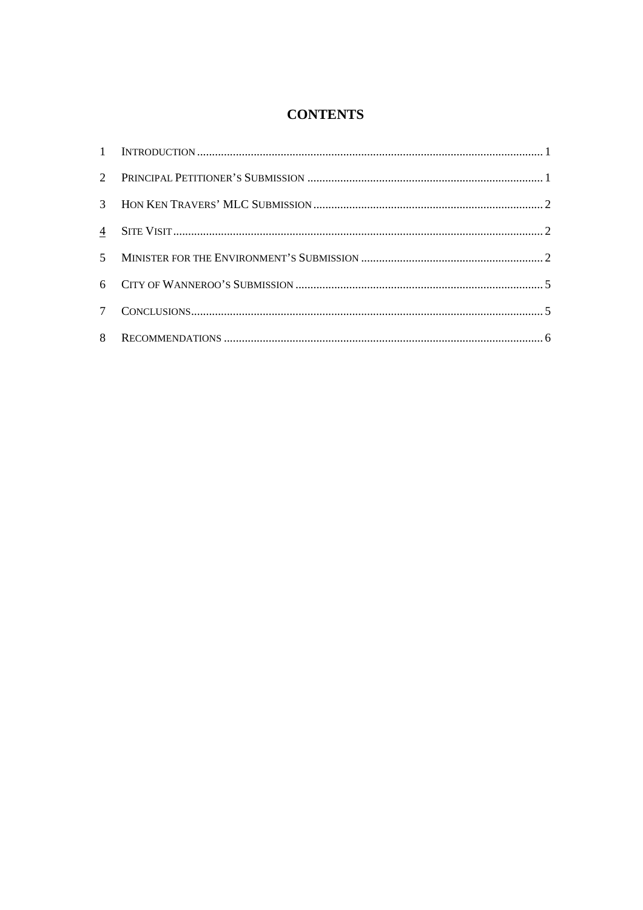# CONTENTS

| | | |
|---|---|---|
| 1 | INTRODUCTION | 1 |
| 2 | PRINCIPAL PETITIONER'S SUBMISSION | 1 |
| 3 | HON KEN TRAVERS' MLC SUBMISSION | 2 |
| 4 | SITE VISIT | 2 |
| 5 | MINISTER FOR THE ENVIRONMENT'S SUBMISSION | 2 |
| 6 | CITY OF WANNEROO'S SUBMISSION | 5 |
| 7 | CONCLUSIONS | 5 |
| 8 | RECOMMENDATIONS | 6 |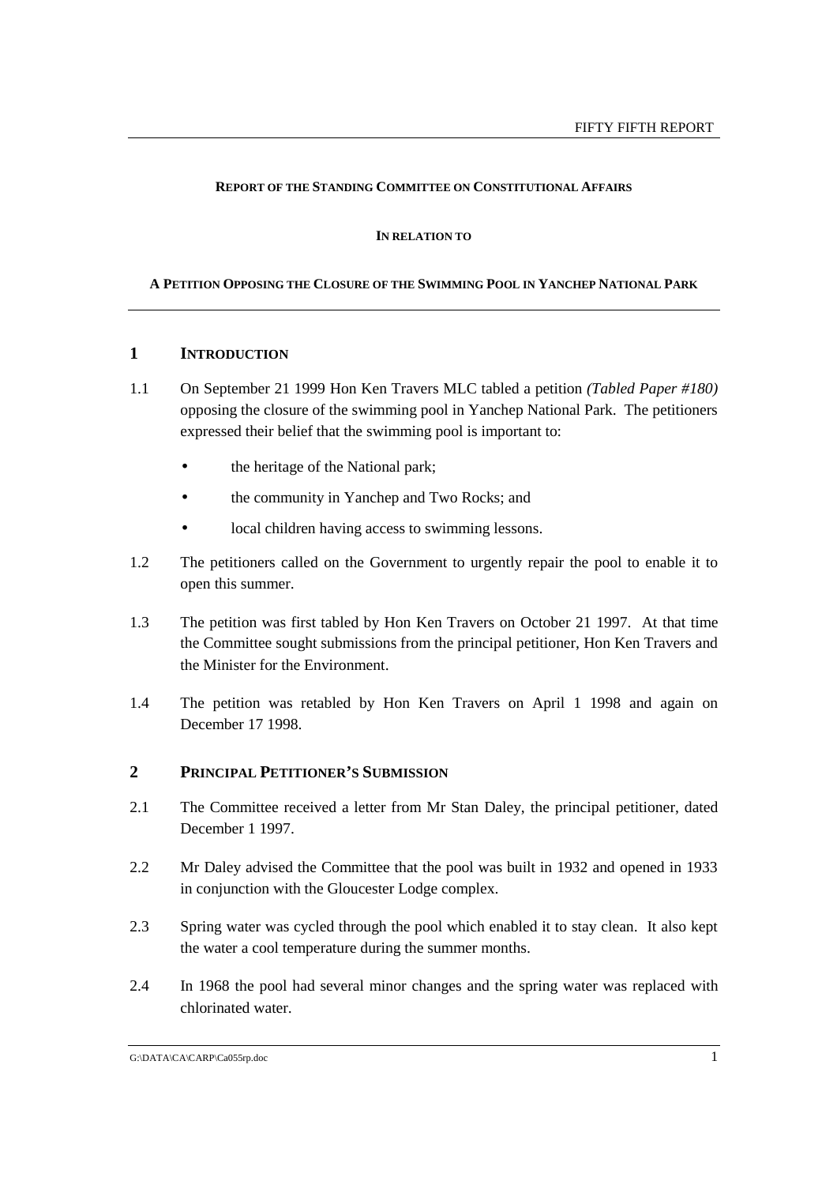**REPORT OF THE STANDING COMMITTEE ON CONSTITUTIONAL AFFAIRS**

**IN RELATION TO**

**A PETITION OPPOSING THE CLOSURE OF THE SWIMMING POOL IN YANCHEP NATIONAL PARK**

## 1 INTRODUCTION

1.1 On September 21 1999 Hon Ken Travers MLC tabled a petition *(Tabled Paper #180)* opposing the closure of the swimming pool in Yanchep National Park. The petitioners expressed their belief that the swimming pool is important to:

- the heritage of the National park;
- the community in Yanchep and Two Rocks; and
- local children having access to swimming lessons.

1.2 The petitioners called on the Government to urgently repair the pool to enable it to open this summer.

1.3 The petition was first tabled by Hon Ken Travers on October 21 1997. At that time the Committee sought submissions from the principal petitioner, Hon Ken Travers and the Minister for the Environment.

1.4 The petition was retabled by Hon Ken Travers on April 1 1998 and again on December 17 1998.

## 2 PRINCIPAL PETITIONER'S SUBMISSION

2.1 The Committee received a letter from Mr Stan Daley, the principal petitioner, dated December 1 1997.

2.2 Mr Daley advised the Committee that the pool was built in 1932 and opened in 1933 in conjunction with the Gloucester Lodge complex.

2.3 Spring water was cycled through the pool which enabled it to stay clean. It also kept the water a cool temperature during the summer months.

2.4 In 1968 the pool had several minor changes and the spring water was replaced with chlorinated water.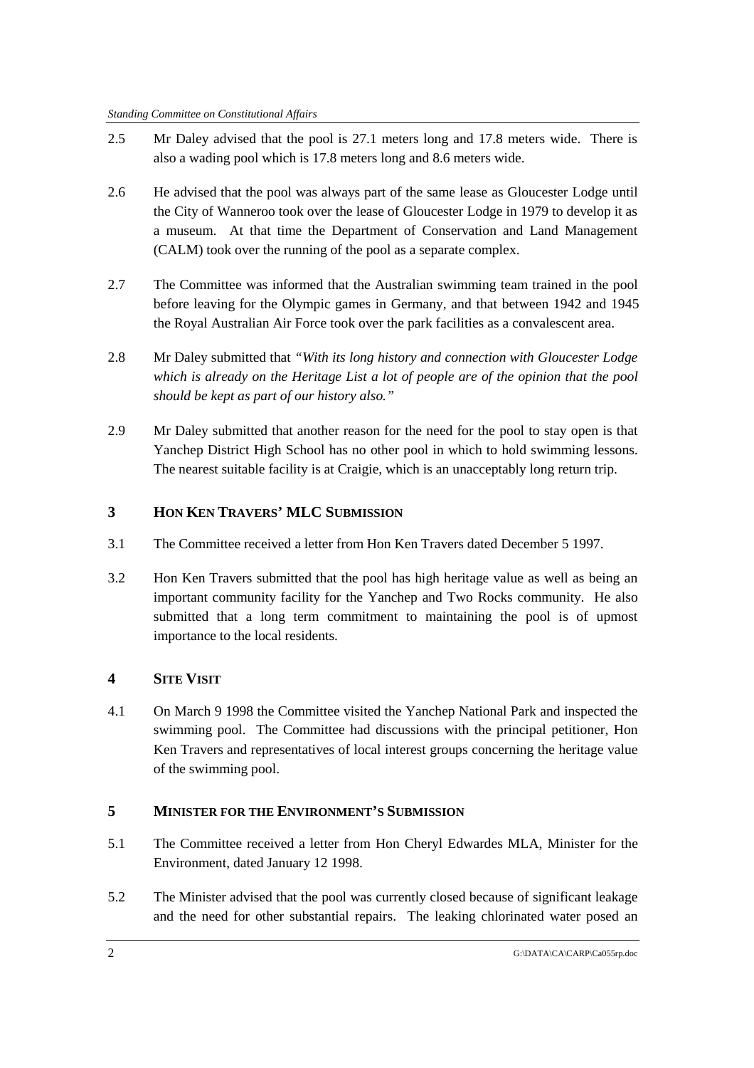2.5 Mr Daley advised that the pool is 27.1 meters long and 17.8 meters wide. There is also a wading pool which is 17.8 meters long and 8.6 meters wide.

2.6 He advised that the pool was always part of the same lease as Gloucester Lodge until the City of Wanneroo took over the lease of Gloucester Lodge in 1979 to develop it as a museum. At that time the Department of Conservation and Land Management (CALM) took over the running of the pool as a separate complex.

2.7 The Committee was informed that the Australian swimming team trained in the pool before leaving for the Olympic games in Germany, and that between 1942 and 1945 the Royal Australian Air Force took over the park facilities as a convalescent area.

2.8 Mr Daley submitted that *"With its long history and connection with Gloucester Lodge which is already on the Heritage List a lot of people are of the opinion that the pool should be kept as part of our history also."*

2.9 Mr Daley submitted that another reason for the need for the pool to stay open is that Yanchep District High School has no other pool in which to hold swimming lessons. The nearest suitable facility is at Craigie, which is an unacceptably long return trip.

## 3 HON KEN TRAVERS' MLC SUBMISSION

3.1 The Committee received a letter from Hon Ken Travers dated December 5 1997.

3.2 Hon Ken Travers submitted that the pool has high heritage value as well as being an important community facility for the Yanchep and Two Rocks community. He also submitted that a long term commitment to maintaining the pool is of upmost importance to the local residents.

## 4 SITE VISIT

4.1 On March 9 1998 the Committee visited the Yanchep National Park and inspected the swimming pool. The Committee had discussions with the principal petitioner, Hon Ken Travers and representatives of local interest groups concerning the heritage value of the swimming pool.

## 5 MINISTER FOR THE ENVIRONMENT'S SUBMISSION

5.1 The Committee received a letter from Hon Cheryl Edwardes MLA, Minister for the Environment, dated January 12 1998.

5.2 The Minister advised that the pool was currently closed because of significant leakage and the need for other substantial repairs. The leaking chlorinated water posed an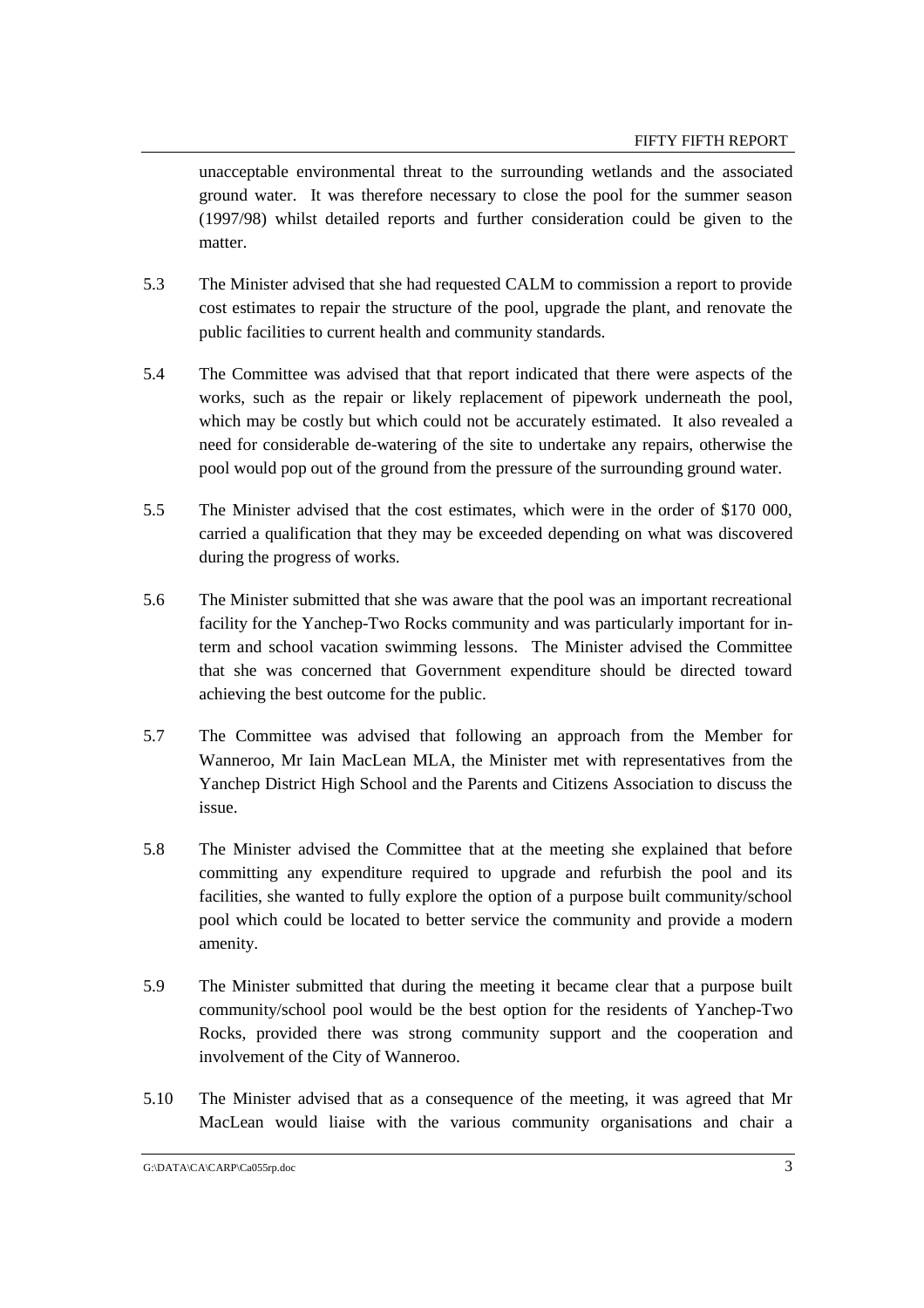unacceptable environmental threat to the surrounding wetlands and the associated ground water. It was therefore necessary to close the pool for the summer season (1997/98) whilst detailed reports and further consideration could be given to the matter.

5.3 The Minister advised that she had requested CALM to commission a report to provide cost estimates to repair the structure of the pool, upgrade the plant, and renovate the public facilities to current health and community standards.

5.4 The Committee was advised that that report indicated that there were aspects of the works, such as the repair or likely replacement of pipework underneath the pool, which may be costly but which could not be accurately estimated. It also revealed a need for considerable de-watering of the site to undertake any repairs, otherwise the pool would pop out of the ground from the pressure of the surrounding ground water.

5.5 The Minister advised that the cost estimates, which were in the order of \$170 000, carried a qualification that they may be exceeded depending on what was discovered during the progress of works.

5.6 The Minister submitted that she was aware that the pool was an important recreational facility for the Yanchep-Two Rocks community and was particularly important for in-term and school vacation swimming lessons. The Minister advised the Committee that she was concerned that Government expenditure should be directed toward achieving the best outcome for the public.

5.7 The Committee was advised that following an approach from the Member for Wanneroo, Mr Iain MacLean MLA, the Minister met with representatives from the Yanchep District High School and the Parents and Citizens Association to discuss the issue.

5.8 The Minister advised the Committee that at the meeting she explained that before committing any expenditure required to upgrade and refurbish the pool and its facilities, she wanted to fully explore the option of a purpose built community/school pool which could be located to better service the community and provide a modern amenity.

5.9 The Minister submitted that during the meeting it became clear that a purpose built community/school pool would be the best option for the residents of Yanchep-Two Rocks, provided there was strong community support and the cooperation and involvement of the City of Wanneroo.

5.10 The Minister advised that as a consequence of the meeting, it was agreed that Mr MacLean would liaise with the various community organisations and chair a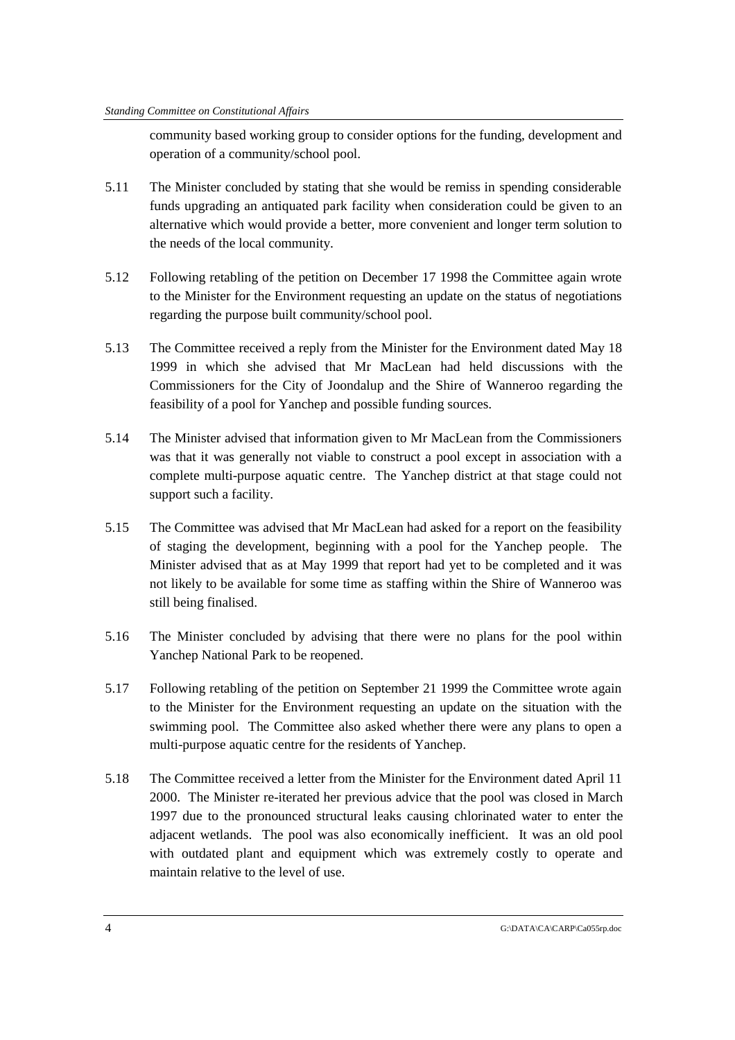community based working group to consider options for the funding, development and operation of a community/school pool.

5.11 The Minister concluded by stating that she would be remiss in spending considerable funds upgrading an antiquated park facility when consideration could be given to an alternative which would provide a better, more convenient and longer term solution to the needs of the local community.

5.12 Following retabling of the petition on December 17 1998 the Committee again wrote to the Minister for the Environment requesting an update on the status of negotiations regarding the purpose built community/school pool.

5.13 The Committee received a reply from the Minister for the Environment dated May 18 1999 in which she advised that Mr MacLean had held discussions with the Commissioners for the City of Joondalup and the Shire of Wanneroo regarding the feasibility of a pool for Yanchep and possible funding sources.

5.14 The Minister advised that information given to Mr MacLean from the Commissioners was that it was generally not viable to construct a pool except in association with a complete multi-purpose aquatic centre. The Yanchep district at that stage could not support such a facility.

5.15 The Committee was advised that Mr MacLean had asked for a report on the feasibility of staging the development, beginning with a pool for the Yanchep people. The Minister advised that as at May 1999 that report had yet to be completed and it was not likely to be available for some time as staffing within the Shire of Wanneroo was still being finalised.

5.16 The Minister concluded by advising that there were no plans for the pool within Yanchep National Park to be reopened.

5.17 Following retabling of the petition on September 21 1999 the Committee wrote again to the Minister for the Environment requesting an update on the situation with the swimming pool. The Committee also asked whether there were any plans to open a multi-purpose aquatic centre for the residents of Yanchep.

5.18 The Committee received a letter from the Minister for the Environment dated April 11 2000. The Minister re-iterated her previous advice that the pool was closed in March 1997 due to the pronounced structural leaks causing chlorinated water to enter the adjacent wetlands. The pool was also economically inefficient. It was an old pool with outdated plant and equipment which was extremely costly to operate and maintain relative to the level of use.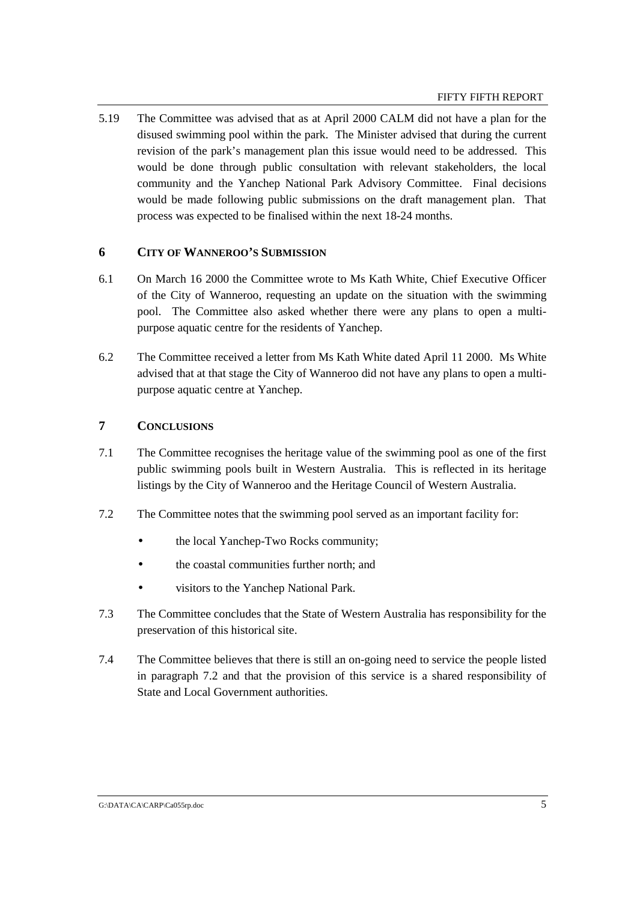5.19 The Committee was advised that as at April 2000 CALM did not have a plan for the disused swimming pool within the park. The Minister advised that during the current revision of the park's management plan this issue would need to be addressed. This would be done through public consultation with relevant stakeholders, the local community and the Yanchep National Park Advisory Committee. Final decisions would be made following public submissions on the draft management plan. That process was expected to be finalised within the next 18-24 months.

## 6 CITY OF WANNEROO'S SUBMISSION

6.1 On March 16 2000 the Committee wrote to Ms Kath White, Chief Executive Officer of the City of Wanneroo, requesting an update on the situation with the swimming pool. The Committee also asked whether there were any plans to open a multi-purpose aquatic centre for the residents of Yanchep.

6.2 The Committee received a letter from Ms Kath White dated April 11 2000. Ms White advised that at that stage the City of Wanneroo did not have any plans to open a multi-purpose aquatic centre at Yanchep.

## 7 CONCLUSIONS

7.1 The Committee recognises the heritage value of the swimming pool as one of the first public swimming pools built in Western Australia. This is reflected in its heritage listings by the City of Wanneroo and the Heritage Council of Western Australia.

7.2 The Committee notes that the swimming pool served as an important facility for:

- the local Yanchep-Two Rocks community;
- the coastal communities further north; and
- visitors to the Yanchep National Park.

7.3 The Committee concludes that the State of Western Australia has responsibility for the preservation of this historical site.

7.4 The Committee believes that there is still an on-going need to service the people listed in paragraph 7.2 and that the provision of this service is a shared responsibility of State and Local Government authorities.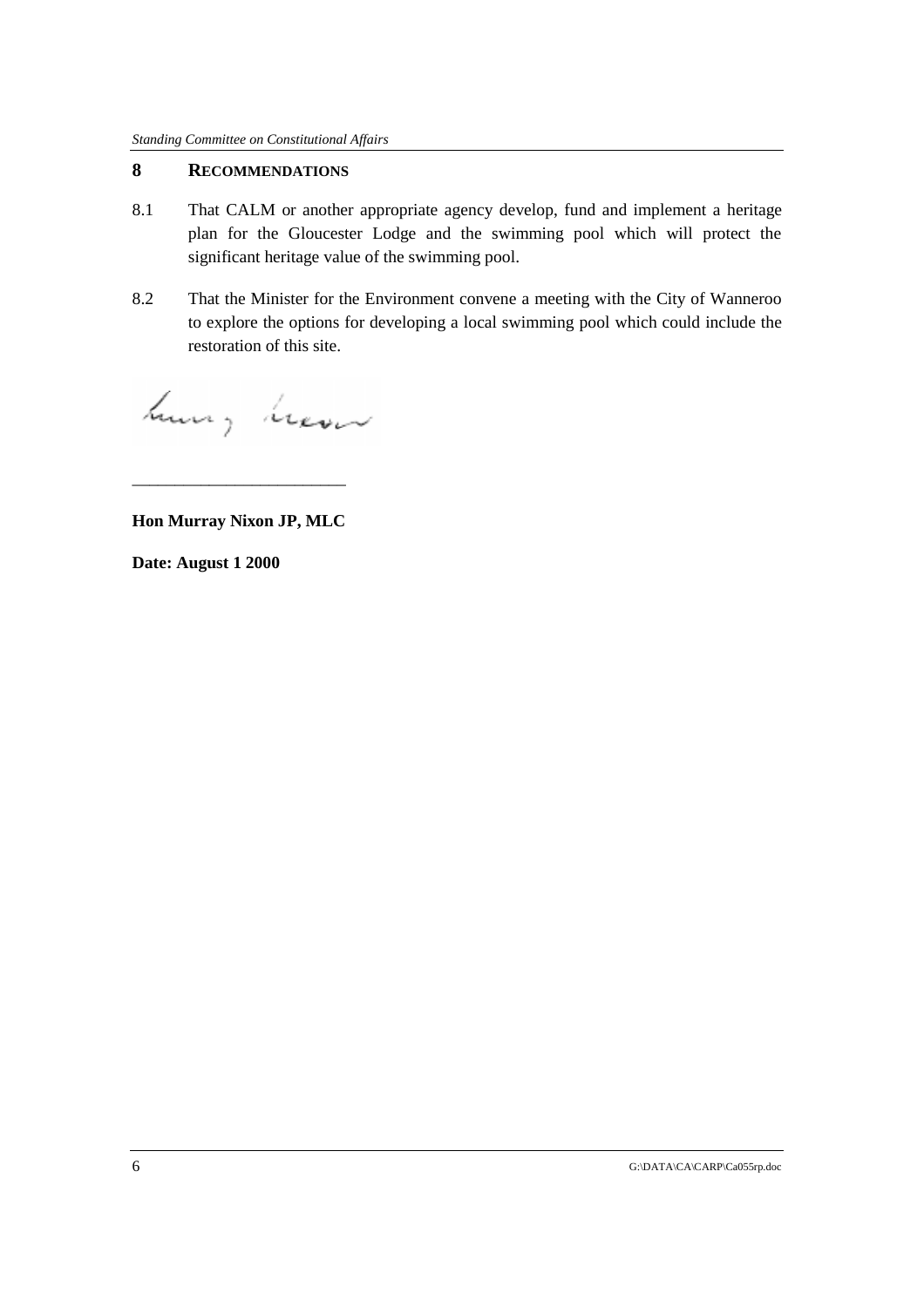## 8 RECOMMENDATIONS

8.1 That CALM or another appropriate agency develop, fund and implement a heritage plan for the Gloucester Lodge and the swimming pool which will protect the significant heritage value of the swimming pool.

8.2 That the Minister for the Environment convene a meeting with the City of Wanneroo to explore the options for developing a local swimming pool which could include the restoration of this site.

\_\_\_\_\_\_\_\_\_\_\_\_\_\_\_\_\_\_\_\_\_\_\_\_\_\_

**Hon Murray Nixon JP, MLC**

**Date: August 1 2000**